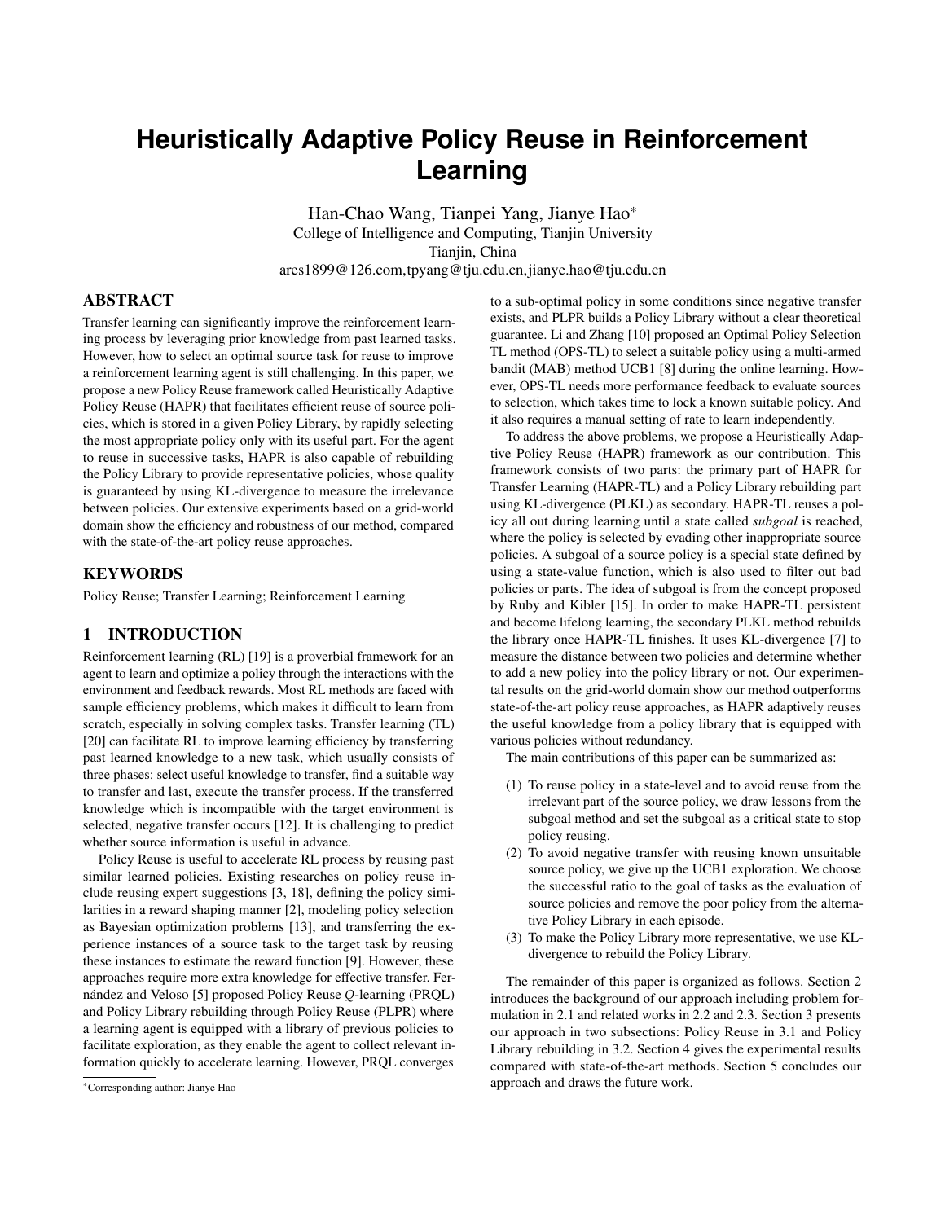# Heuristically Adaptive Policy Reuse in Reinforcement Learning

Han-Chao Wang, Tianpei Yang, Jianye Hao*
College of Intelligence and Computing, Tianjin University
Tianjin, China
ares1899@126.com,tpyang@tju.edu.cn,jianye.hao@tju.edu.cn

## ABSTRACT

Transfer learning can significantly improve the reinforcement learning process by leveraging prior knowledge from past learned tasks. However, how to select an optimal source task for reuse to improve a reinforcement learning agent is still challenging. In this paper, we propose a new Policy Reuse framework called Heuristically Adaptive Policy Reuse (HAPR) that facilitates efficient reuse of source policies, which is stored in a given Policy Library, by rapidly selecting the most appropriate policy only with its useful part. For the agent to reuse in successive tasks, HAPR is also capable of rebuilding the Policy Library to provide representative policies, whose quality is guaranteed by using KL-divergence to measure the irrelevance between policies. Our extensive experiments based on a grid-world domain show the efficiency and robustness of our method, compared with the state-of-the-art policy reuse approaches.

## KEYWORDS

Policy Reuse; Transfer Learning; Reinforcement Learning

## 1 INTRODUCTION

Reinforcement learning (RL) [19] is a proverbial framework for an agent to learn and optimize a policy through the interactions with the environment and feedback rewards. Most RL methods are faced with sample efficiency problems, which makes it difficult to learn from scratch, especially in solving complex tasks. Transfer learning (TL) [20] can facilitate RL to improve learning efficiency by transferring past learned knowledge to a new task, which usually consists of three phases: select useful knowledge to transfer, find a suitable way to transfer and last, execute the transfer process. If the transferred knowledge which is incompatible with the target environment is selected, negative transfer occurs [12]. It is challenging to predict whether source information is useful in advance.

Policy Reuse is useful to accelerate RL process by reusing past similar learned policies. Existing researches on policy reuse include reusing expert suggestions [3, 18], defining the policy similarities in a reward shaping manner [2], modeling policy selection as Bayesian optimization problems [13], and transferring the experience instances of a source task to the target task by reusing these instances to estimate the reward function [9]. However, these approaches require more extra knowledge for effective transfer. Fernández and Veloso [5] proposed Policy Reuse *Q*-learning (PRQL) and Policy Library rebuilding through Policy Reuse (PLPR) where a learning agent is equipped with a library of previous policies to facilitate exploration, as they enable the agent to collect relevant information quickly to accelerate learning. However, PRQL converges to a sub-optimal policy in some conditions since negative transfer exists, and PLPR builds a Policy Library without a clear theoretical guarantee. Li and Zhang [10] proposed an Optimal Policy Selection TL method (OPS-TL) to select a suitable policy using a multi-armed bandit (MAB) method UCB1 [8] during the online learning. However, OPS-TL needs more performance feedback to evaluate sources to selection, which takes time to lock a known suitable policy. And it also requires a manual setting of rate to learn independently.

To address the above problems, we propose a Heuristically Adaptive Policy Reuse (HAPR) framework as our contribution. This framework consists of two parts: the primary part of HAPR for Transfer Learning (HAPR-TL) and a Policy Library rebuilding part using KL-divergence (PLKL) as secondary. HAPR-TL reuses a policy all out during learning until a state called *subgoal* is reached, where the policy is selected by evading other inappropriate source policies. A subgoal of a source policy is a special state defined by using a state-value function, which is also used to filter out bad policies or parts. The idea of subgoal is from the concept proposed by Ruby and Kibler [15]. In order to make HAPR-TL persistent and become lifelong learning, the secondary PLKL method rebuilds the library once HAPR-TL finishes. It uses KL-divergence [7] to measure the distance between two policies and determine whether to add a new policy into the policy library or not. Our experimental results on the grid-world domain show our method outperforms state-of-the-art policy reuse approaches, as HAPR adaptively reuses the useful knowledge from a policy library that is equipped with various policies without redundancy.

The main contributions of this paper can be summarized as:

1. To reuse policy in a state-level and to avoid reuse from the irrelevant part of the source policy, we draw lessons from the subgoal method and set the subgoal as a critical state to stop policy reusing.
2. To avoid negative transfer with reusing known unsuitable source policy, we give up the UCB1 exploration. We choose the successful ratio to the goal of tasks as the evaluation of source policies and remove the poor policy from the alternative Policy Library in each episode.
3. To make the Policy Library more representative, we use KL-divergence to rebuild the Policy Library.

The remainder of this paper is organized as follows. Section 2 introduces the background of our approach including problem formulation in 2.1 and related works in 2.2 and 2.3. Section 3 presents our approach in two subsections: Policy Reuse in 3.1 and Policy Library rebuilding in 3.2. Section 4 gives the experimental results compared with state-of-the-art methods. Section 5 concludes our approach and draws the future work.

*Corresponding author: Jianye Hao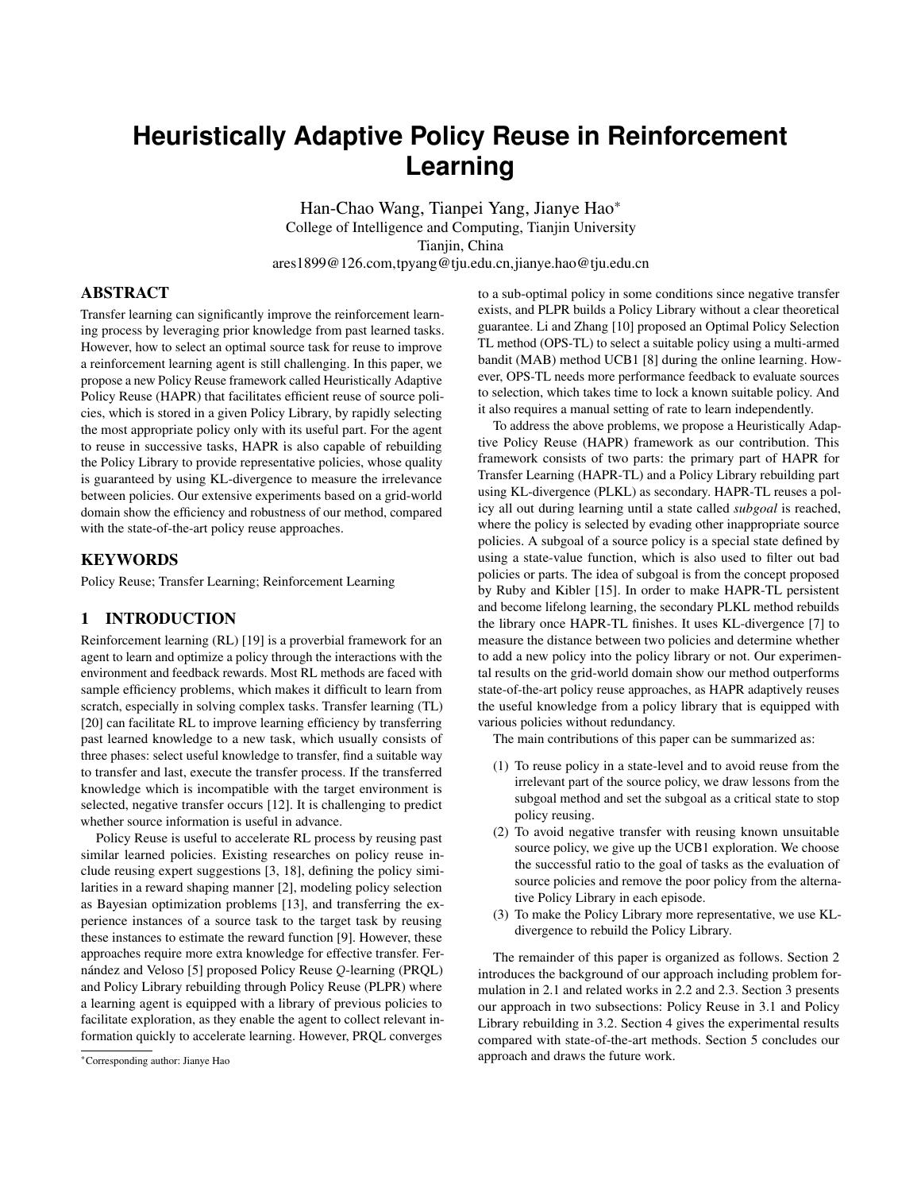// Heuristically Adaptive Policy Reuse in Reinforcement Learning

Han-Chao Wang, Tianpei Yang, Jianye Hao*
College of Intelligence and Computing, Tianjin University
Tianjin, China
ares1899@126.com,tpyang@tju.edu.cn,jianye.hao@tju.edu.cn

## ABSTRACT

Transfer learning can significantly improve the reinforcement learning process by leveraging prior knowledge from past learned tasks. However, how to select an optimal source task for reuse to improve a reinforcement learning agent is still challenging. In this paper, we propose a new Policy Reuse framework called Heuristically Adaptive Policy Reuse (HAPR) that facilitates efficient reuse of source policies, which is stored in a given Policy Library, by rapidly selecting the most appropriate policy only with its useful part. For the agent to reuse in successive tasks, HAPR is also capable of rebuilding the Policy Library to provide representative policies, whose quality is guaranteed by using KL-divergence to measure the irrelevance between policies. Our extensive experiments based on a grid-world domain show the efficiency and robustness of our method, compared with the state-of-the-art policy reuse approaches.

## KEYWORDS

Policy Reuse; Transfer Learning; Reinforcement Learning

## 1 INTRODUCTION

Reinforcement learning (RL) [19] is a proverbial framework for an agent to learn and optimize a policy through the interactions with the environment and feedback rewards. Most RL methods are faced with sample efficiency problems, which makes it difficult to learn from scratch, especially in solving complex tasks. Transfer learning (TL) [20] can facilitate RL to improve learning efficiency by transferring past learned knowledge to a new task, which usually consists of three phases: select useful knowledge to transfer, find a suitable way to transfer and last, execute the transfer process. If the transferred knowledge which is incompatible with the target environment is selected, negative transfer occurs [12]. It is challenging to predict whether source information is useful in advance.

Policy Reuse is useful to accelerate RL process by reusing past similar learned policies. Existing researches on policy reuse include reusing expert suggestions [3, 18], defining the policy similarities in a reward shaping manner [2], modeling policy selection as Bayesian optimization problems [13], and transferring the experience instances of a source task to the target task by reusing these instances to estimate the reward function [9]. However, these approaches require more extra knowledge for effective transfer. Fernández and Veloso [5] proposed Policy Reuse *Q*-learning (PRQL) and Policy Library rebuilding through Policy Reuse (PLPR) where a learning agent is equipped with a library of previous policies to facilitate exploration, as they enable the agent to collect relevant information quickly to accelerate learning. However, PRQL converges to a sub-optimal policy in some conditions since negative transfer exists, and PLPR builds a Policy Library without a clear theoretical guarantee. Li and Zhang [10] proposed an Optimal Policy Selection TL method (OPS-TL) to select a suitable policy using a multi-armed bandit (MAB) method UCB1 [8] during the online learning. However, OPS-TL needs more performance feedback to evaluate sources to selection, which takes time to lock a known suitable policy. And it also requires a manual setting of rate to learn independently.

To address the above problems, we propose a Heuristically Adaptive Policy Reuse (HAPR) framework as our contribution. This framework consists of two parts: the primary part of HAPR for Transfer Learning (HAPR-TL) and a Policy Library rebuilding part using KL-divergence (PLKL) as secondary. HAPR-TL reuses a policy all out during learning until a state called *subgoal* is reached, where the policy is selected by evading other inappropriate source policies. A subgoal of a source policy is a special state defined by using a state-value function, which is also used to filter out bad policies or parts. The idea of subgoal is from the concept proposed by Ruby and Kibler [15]. In order to make HAPR-TL persistent and become lifelong learning, the secondary PLKL method rebuilds the library once HAPR-TL finishes. It uses KL-divergence [7] to measure the distance between two policies and determine whether to add a new policy into the policy library or not. Our experimental results on the grid-world domain show our method outperforms state-of-the-art policy reuse approaches, as HAPR adaptively reuses the useful knowledge from a policy library that is equipped with various policies without redundancy.

The main contributions of this paper can be summarized as:

1. To reuse policy in a state-level and to avoid reuse from the irrelevant part of the source policy, we draw lessons from the subgoal method and set the subgoal as a critical state to stop policy reusing.
2. To avoid negative transfer with reusing known unsuitable source policy, we give up the UCB1 exploration. We choose the successful ratio to the goal of tasks as the evaluation of source policies and remove the poor policy from the alternative Policy Library in each episode.
3. To make the Policy Library more representative, we use KL-divergence to rebuild the Policy Library.

The remainder of this paper is organized as follows. Section 2 introduces the background of our approach including problem formulation in 2.1 and related works in 2.2 and 2.3. Section 3 presents our approach in two subsections: Policy Reuse in 3.1 and Policy Library rebuilding in 3.2. Section 4 gives the experimental results compared with state-of-the-art methods. Section 5 concludes our approach and draws the future work.

*Corresponding author: Jianye Hao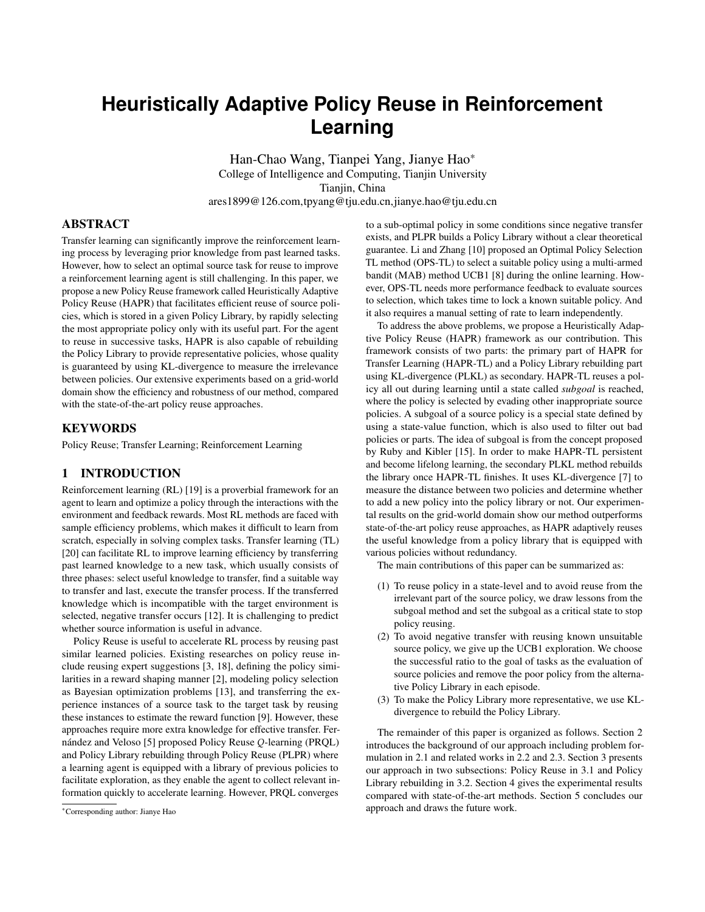# Heuristically Adaptive Policy Reuse in Reinforcement Learning

Han-Chao Wang, Tianpei Yang, Jianye Hao*
College of Intelligence and Computing, Tianjin University
Tianjin, China
ares1899@126.com,tpyang@tju.edu.cn,jianye.hao@tju.edu.cn

## ABSTRACT

Transfer learning can significantly improve the reinforcement learning process by leveraging prior knowledge from past learned tasks. However, how to select an optimal source task for reuse to improve a reinforcement learning agent is still challenging. In this paper, we propose a new Policy Reuse framework called Heuristically Adaptive Policy Reuse (HAPR) that facilitates efficient reuse of source policies, which is stored in a given Policy Library, by rapidly selecting the most appropriate policy only with its useful part. For the agent to reuse in successive tasks, HAPR is also capable of rebuilding the Policy Library to provide representative policies, whose quality is guaranteed by using KL-divergence to measure the irrelevance between policies. Our extensive experiments based on a grid-world domain show the efficiency and robustness of our method, compared with the state-of-the-art policy reuse approaches.

## KEYWORDS

Policy Reuse; Transfer Learning; Reinforcement Learning

## 1 INTRODUCTION

Reinforcement learning (RL) [19] is a proverbial framework for an agent to learn and optimize a policy through the interactions with the environment and feedback rewards. Most RL methods are faced with sample efficiency problems, which makes it difficult to learn from scratch, especially in solving complex tasks. Transfer learning (TL) [20] can facilitate RL to improve learning efficiency by transferring past learned knowledge to a new task, which usually consists of three phases: select useful knowledge to transfer, find a suitable way to transfer and last, execute the transfer process. If the transferred knowledge which is incompatible with the target environment is selected, negative transfer occurs [12]. It is challenging to predict whether source information is useful in advance.

Policy Reuse is useful to accelerate RL process by reusing past similar learned policies. Existing researches on policy reuse include reusing expert suggestions [3, 18], defining the policy similarities in a reward shaping manner [2], modeling policy selection as Bayesian optimization problems [13], and transferring the experience instances of a source task to the target task by reusing these instances to estimate the reward function [9]. However, these approaches require more extra knowledge for effective transfer. Fernández and Veloso [5] proposed Policy Reuse *Q*-learning (PRQL) and Policy Library rebuilding through Policy Reuse (PLPR) where a learning agent is equipped with a library of previous policies to facilitate exploration, as they enable the agent to collect relevant information quickly to accelerate learning. However, PRQL converges to a sub-optimal policy in some conditions since negative transfer exists, and PLPR builds a Policy Library without a clear theoretical guarantee. Li and Zhang [10] proposed an Optimal Policy Selection TL method (OPS-TL) to select a suitable policy using a multi-armed bandit (MAB) method UCB1 [8] during the online learning. However, OPS-TL needs more performance feedback to evaluate sources to selection, which takes time to lock a known suitable policy. And it also requires a manual setting of rate to learn independently.

To address the above problems, we propose a Heuristically Adaptive Policy Reuse (HAPR) framework as our contribution. This framework consists of two parts: the primary part of HAPR for Transfer Learning (HAPR-TL) and a Policy Library rebuilding part using KL-divergence (PLKL) as secondary. HAPR-TL reuses a policy all out during learning until a state called *subgoal* is reached, where the policy is selected by evading other inappropriate source policies. A subgoal of a source policy is a special state defined by using a state-value function, which is also used to filter out bad policies or parts. The idea of subgoal is from the concept proposed by Ruby and Kibler [15]. In order to make HAPR-TL persistent and become lifelong learning, the secondary PLKL method rebuilds the library once HAPR-TL finishes. It uses KL-divergence [7] to measure the distance between two policies and determine whether to add a new policy into the policy library or not. Our experimental results on the grid-world domain show our method outperforms state-of-the-art policy reuse approaches, as HAPR adaptively reuses the useful knowledge from a policy library that is equipped with various policies without redundancy.

The main contributions of this paper can be summarized as:

(1) To reuse policy in a state-level and to avoid reuse from the irrelevant part of the source policy, we draw lessons from the subgoal method and set the subgoal as a critical state to stop policy reusing.
(2) To avoid negative transfer with reusing known unsuitable source policy, we give up the UCB1 exploration. We choose the successful ratio to the goal of tasks as the evaluation of source policies and remove the poor policy from the alternative Policy Library in each episode.
(3) To make the Policy Library more representative, we use KL-divergence to rebuild the Policy Library.

The remainder of this paper is organized as follows. Section 2 introduces the background of our approach including problem formulation in 2.1 and related works in 2.2 and 2.3. Section 3 presents our approach in two subsections: Policy Reuse in 3.1 and Policy Library rebuilding in 3.2. Section 4 gives the experimental results compared with state-of-the-art methods. Section 5 concludes our approach and draws the future work.

*Corresponding author: Jianye Hao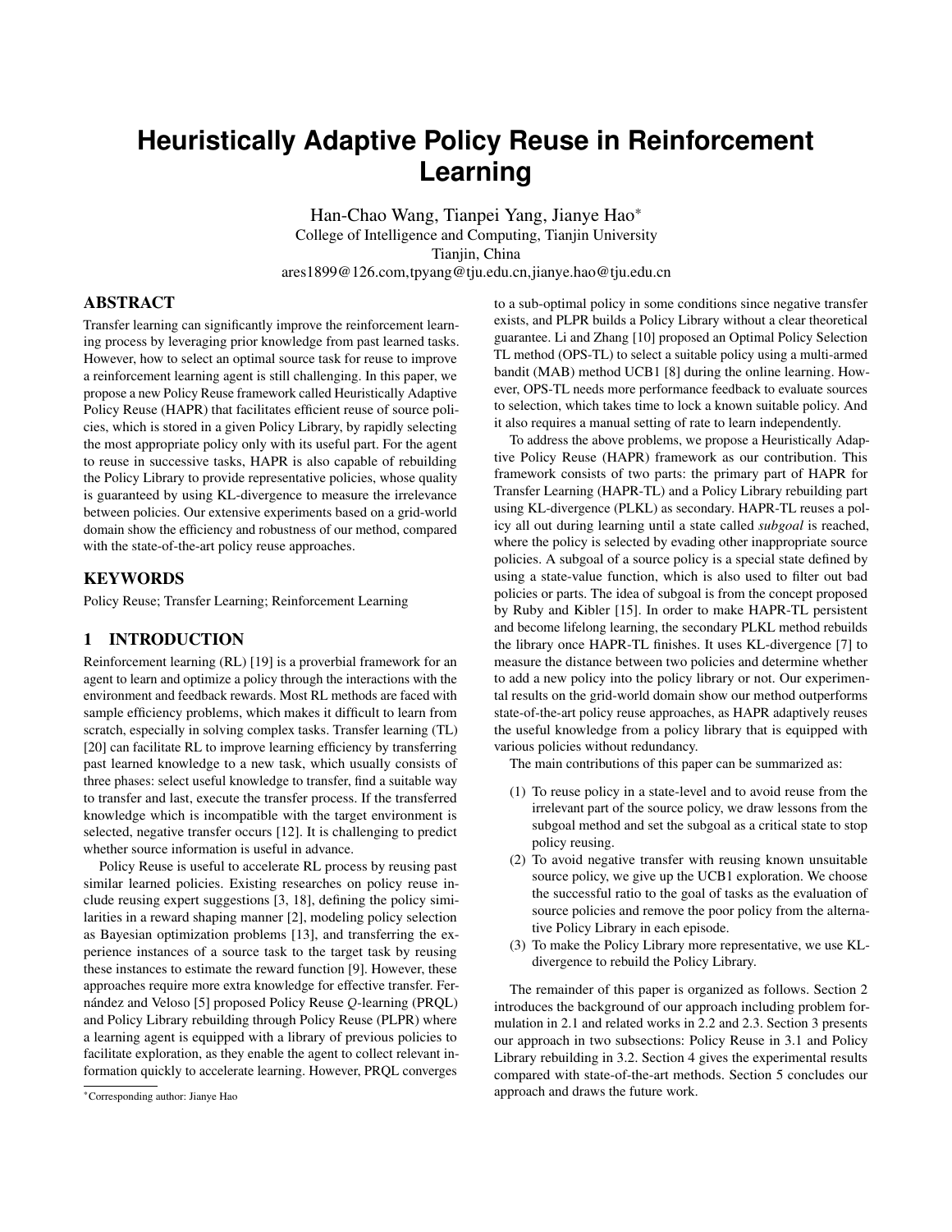# Heuristically Adaptive Policy Reuse in Reinforcement Learning

Han-Chao Wang, Tianpei Yang, Jianye Hao*

College of Intelligence and Computing, Tianjin University

Tianjin, China

ares1899@126.com,tpyang@tju.edu.cn,jianye.hao@tju.edu.cn

## ABSTRACT

Transfer learning can significantly improve the reinforcement learning process by leveraging prior knowledge from past learned tasks. However, how to select an optimal source task for reuse to improve a reinforcement learning agent is still challenging. In this paper, we propose a new Policy Reuse framework called Heuristically Adaptive Policy Reuse (HAPR) that facilitates efficient reuse of source policies, which is stored in a given Policy Library, by rapidly selecting the most appropriate policy only with its useful part. For the agent to reuse in successive tasks, HAPR is also capable of rebuilding the Policy Library to provide representative policies, whose quality is guaranteed by using KL-divergence to measure the irrelevance between policies. Our extensive experiments based on a grid-world domain show the efficiency and robustness of our method, compared with the state-of-the-art policy reuse approaches.

## KEYWORDS

Policy Reuse; Transfer Learning; Reinforcement Learning

## 1 INTRODUCTION

Reinforcement learning (RL) [19] is a proverbial framework for an agent to learn and optimize a policy through the interactions with the environment and feedback rewards. Most RL methods are faced with sample efficiency problems, which makes it difficult to learn from scratch, especially in solving complex tasks. Transfer learning (TL) [20] can facilitate RL to improve learning efficiency by transferring past learned knowledge to a new task, which usually consists of three phases: select useful knowledge to transfer, find a suitable way to transfer and last, execute the transfer process. If the transferred knowledge which is incompatible with the target environment is selected, negative transfer occurs [12]. It is challenging to predict whether source information is useful in advance.

Policy Reuse is useful to accelerate RL process by reusing past similar learned policies. Existing researches on policy reuse include reusing expert suggestions [3, 18], defining the policy similarities in a reward shaping manner [2], modeling policy selection as Bayesian optimization problems [13], and transferring the experience instances of a source task to the target task by reusing these instances to estimate the reward function [9]. However, these approaches require more extra knowledge for effective transfer. Fernández and Veloso [5] proposed Policy Reuse *Q*-learning (PRQL) and Policy Library rebuilding through Policy Reuse (PLPR) where a learning agent is equipped with a library of previous policies to facilitate exploration, as they enable the agent to collect relevant information quickly to accelerate learning. However, PRQL converges to a sub-optimal policy in some conditions since negative transfer exists, and PLPR builds a Policy Library without a clear theoretical guarantee. Li and Zhang [10] proposed an Optimal Policy Selection TL method (OPS-TL) to select a suitable policy using a multi-armed bandit (MAB) method UCB1 [8] during the online learning. However, OPS-TL needs more performance feedback to evaluate sources to selection, which takes time to lock a known suitable policy. And it also requires a manual setting of rate to learn independently.

To address the above problems, we propose a Heuristically Adaptive Policy Reuse (HAPR) framework as our contribution. This framework consists of two parts: the primary part of HAPR for Transfer Learning (HAPR-TL) and a Policy Library rebuilding part using KL-divergence (PLKL) as secondary. HAPR-TL reuses a policy all out during learning until a state called *subgoal* is reached, where the policy is selected by evading other inappropriate source policies. A subgoal of a source policy is a special state defined by using a state-value function, which is also used to filter out bad policies or parts. The idea of subgoal is from the concept proposed by Ruby and Kibler [15]. In order to make HAPR-TL persistent and become lifelong learning, the secondary PLKL method rebuilds the library once HAPR-TL finishes. It uses KL-divergence [7] to measure the distance between two policies and determine whether to add a new policy into the policy library or not. Our experimental results on the grid-world domain show our method outperforms state-of-the-art policy reuse approaches, as HAPR adaptively reuses the useful knowledge from a policy library that is equipped with various policies without redundancy.

The main contributions of this paper can be summarized as:

(1) To reuse policy in a state-level and to avoid reuse from the irrelevant part of the source policy, we draw lessons from the subgoal method and set the subgoal as a critical state to stop policy reusing.
(2) To avoid negative transfer with reusing known unsuitable source policy, we give up the UCB1 exploration. We choose the successful ratio to the goal of tasks as the evaluation of source policies and remove the poor policy from the alternative Policy Library in each episode.
(3) To make the Policy Library more representative, we use KL-divergence to rebuild the Policy Library.

The remainder of this paper is organized as follows. Section 2 introduces the background of our approach including problem formulation in 2.1 and related works in 2.2 and 2.3. Section 3 presents our approach in two subsections: Policy Reuse in 3.1 and Policy Library rebuilding in 3.2. Section 4 gives the experimental results compared with state-of-the-art methods. Section 5 concludes our approach and draws the future work.

*Corresponding author: Jianye Hao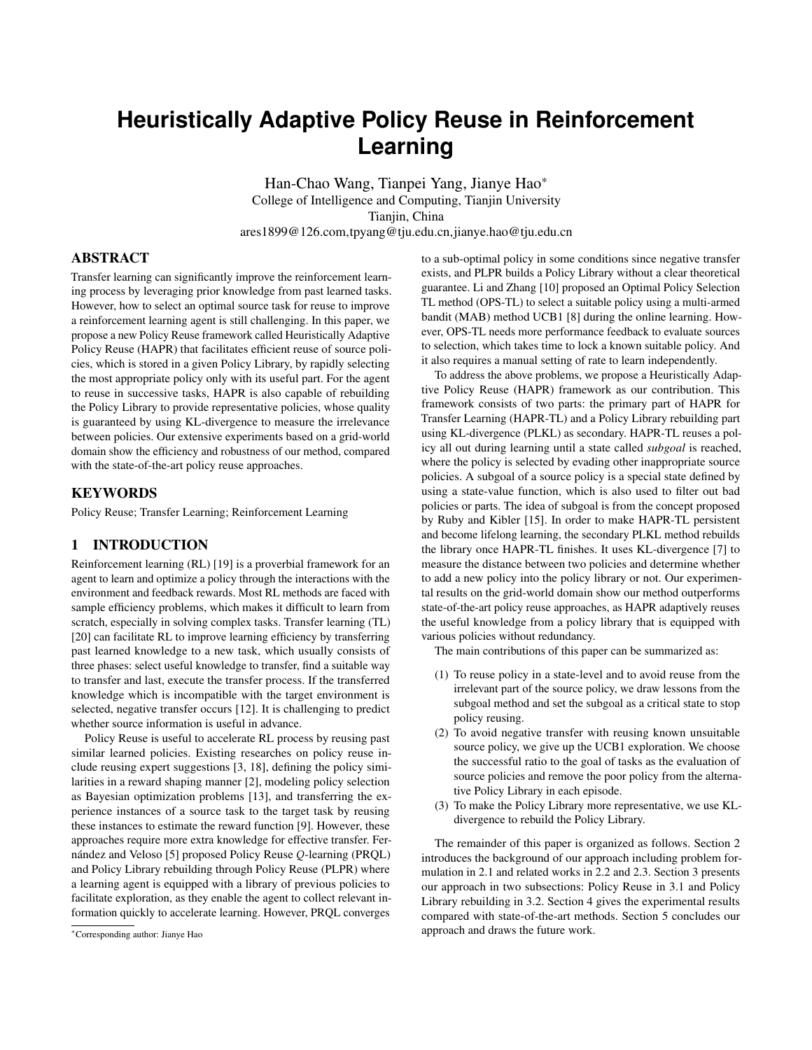# Heuristically Adaptive Policy Reuse in Reinforcement Learning

Han-Chao Wang, Tianpei Yang, Jianye Hao*
College of Intelligence and Computing, Tianjin University
Tianjin, China
ares1899@126.com,tpyang@tju.edu.cn,jianye.hao@tju.edu.cn

## ABSTRACT

Transfer learning can significantly improve the reinforcement learning process by leveraging prior knowledge from past learned tasks. However, how to select an optimal source task for reuse to improve a reinforcement learning agent is still challenging. In this paper, we propose a new Policy Reuse framework called Heuristically Adaptive Policy Reuse (HAPR) that facilitates efficient reuse of source policies, which is stored in a given Policy Library, by rapidly selecting the most appropriate policy only with its useful part. For the agent to reuse in successive tasks, HAPR is also capable of rebuilding the Policy Library to provide representative policies, whose quality is guaranteed by using KL-divergence to measure the irrelevance between policies. Our extensive experiments based on a grid-world domain show the efficiency and robustness of our method, compared with the state-of-the-art policy reuse approaches.

## KEYWORDS

Policy Reuse; Transfer Learning; Reinforcement Learning

## 1 INTRODUCTION

Reinforcement learning (RL) [19] is a proverbial framework for an agent to learn and optimize a policy through the interactions with the environment and feedback rewards. Most RL methods are faced with sample efficiency problems, which makes it difficult to learn from scratch, especially in solving complex tasks. Transfer learning (TL) [20] can facilitate RL to improve learning efficiency by transferring past learned knowledge to a new task, which usually consists of three phases: select useful knowledge to transfer, find a suitable way to transfer and last, execute the transfer process. If the transferred knowledge which is incompatible with the target environment is selected, negative transfer occurs [12]. It is challenging to predict whether source information is useful in advance.

Policy Reuse is useful to accelerate RL process by reusing past similar learned policies. Existing researches on policy reuse include reusing expert suggestions [3, 18], defining the policy similarities in a reward shaping manner [2], modeling policy selection as Bayesian optimization problems [13], and transferring the experience instances of a source task to the target task by reusing these instances to estimate the reward function [9]. However, these approaches require more extra knowledge for effective transfer. Fernández and Veloso [5] proposed Policy Reuse *Q*-learning (PRQL) and Policy Library rebuilding through Policy Reuse (PLPR) where a learning agent is equipped with a library of previous policies to facilitate exploration, as they enable the agent to collect relevant information quickly to accelerate learning. However, PRQL converges to a sub-optimal policy in some conditions since negative transfer exists, and PLPR builds a Policy Library without a clear theoretical guarantee. Li and Zhang [10] proposed an Optimal Policy Selection TL method (OPS-TL) to select a suitable policy using a multi-armed bandit (MAB) method UCB1 [8] during the online learning. However, OPS-TL needs more performance feedback to evaluate sources to selection, which takes time to lock a known suitable policy. And it also requires a manual setting of rate to learn independently.

To address the above problems, we propose a Heuristically Adaptive Policy Reuse (HAPR) framework as our contribution. This framework consists of two parts: the primary part of HAPR for Transfer Learning (HAPR-TL) and a Policy Library rebuilding part using KL-divergence (PLKL) as secondary. HAPR-TL reuses a policy all out during learning until a state called *subgoal* is reached, where the policy is selected by evading other inappropriate source policies. A subgoal of a source policy is a special state defined by using a state-value function, which is also used to filter out bad policies or parts. The idea of subgoal is from the concept proposed by Ruby and Kibler [15]. In order to make HAPR-TL persistent and become lifelong learning, the secondary PLKL method rebuilds the library once HAPR-TL finishes. It uses KL-divergence [7] to measure the distance between two policies and determine whether to add a new policy into the policy library or not. Our experimental results on the grid-world domain show our method outperforms state-of-the-art policy reuse approaches, as HAPR adaptively reuses the useful knowledge from a policy library that is equipped with various policies without redundancy.

The main contributions of this paper can be summarized as:

1. To reuse policy in a state-level and to avoid reuse from the irrelevant part of the source policy, we draw lessons from the subgoal method and set the subgoal as a critical state to stop policy reusing.
2. To avoid negative transfer with reusing known unsuitable source policy, we give up the UCB1 exploration. We choose the successful ratio to the goal of tasks as the evaluation of source policies and remove the poor policy from the alternative Policy Library in each episode.
3. To make the Policy Library more representative, we use KL-divergence to rebuild the Policy Library.

The remainder of this paper is organized as follows. Section 2 introduces the background of our approach including problem formulation in 2.1 and related works in 2.2 and 2.3. Section 3 presents our approach in two subsections: Policy Reuse in 3.1 and Policy Library rebuilding in 3.2. Section 4 gives the experimental results compared with state-of-the-art methods. Section 5 concludes our approach and draws the future work.

*Corresponding author: Jianye Hao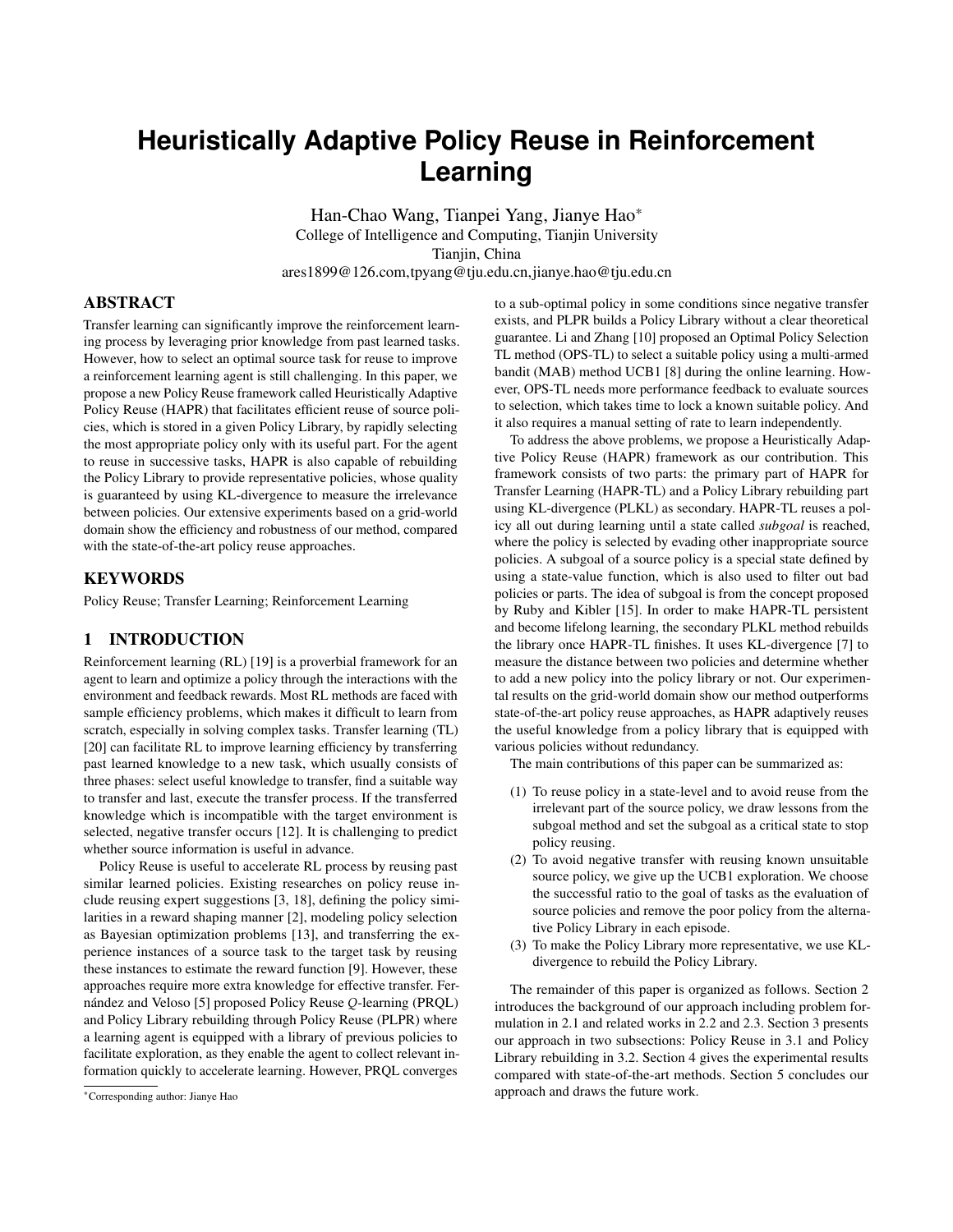# Heuristically Adaptive Policy Reuse in Reinforcement Learning

Han-Chao Wang, Tianpei Yang, Jianye Hao*
College of Intelligence and Computing, Tianjin University
Tianjin, China
ares1899@126.com,tpyang@tju.edu.cn,jianye.hao@tju.edu.cn

## ABSTRACT

Transfer learning can significantly improve the reinforcement learning process by leveraging prior knowledge from past learned tasks. However, how to select an optimal source task for reuse to improve a reinforcement learning agent is still challenging. In this paper, we propose a new Policy Reuse framework called Heuristically Adaptive Policy Reuse (HAPR) that facilitates efficient reuse of source policies, which is stored in a given Policy Library, by rapidly selecting the most appropriate policy only with its useful part. For the agent to reuse in successive tasks, HAPR is also capable of rebuilding the Policy Library to provide representative policies, whose quality is guaranteed by using KL-divergence to measure the irrelevance between policies. Our extensive experiments based on a grid-world domain show the efficiency and robustness of our method, compared with the state-of-the-art policy reuse approaches.

## KEYWORDS

Policy Reuse; Transfer Learning; Reinforcement Learning

## 1 INTRODUCTION

Reinforcement learning (RL) [19] is a proverbial framework for an agent to learn and optimize a policy through the interactions with the environment and feedback rewards. Most RL methods are faced with sample efficiency problems, which makes it difficult to learn from scratch, especially in solving complex tasks. Transfer learning (TL) [20] can facilitate RL to improve learning efficiency by transferring past learned knowledge to a new task, which usually consists of three phases: select useful knowledge to transfer, find a suitable way to transfer and last, execute the transfer process. If the transferred knowledge which is incompatible with the target environment is selected, negative transfer occurs [12]. It is challenging to predict whether source information is useful in advance.

Policy Reuse is useful to accelerate RL process by reusing past similar learned policies. Existing researches on policy reuse include reusing expert suggestions [3, 18], defining the policy similarities in a reward shaping manner [2], modeling policy selection as Bayesian optimization problems [13], and transferring the experience instances of a source task to the target task by reusing these instances to estimate the reward function [9]. However, these approaches require more extra knowledge for effective transfer. Fernández and Veloso [5] proposed Policy Reuse *Q*-learning (PRQL) and Policy Library rebuilding through Policy Reuse (PLPR) where a learning agent is equipped with a library of previous policies to facilitate exploration, as they enable the agent to collect relevant information quickly to accelerate learning. However, PRQL converges to a sub-optimal policy in some conditions since negative transfer exists, and PLPR builds a Policy Library without a clear theoretical guarantee. Li and Zhang [10] proposed an Optimal Policy Selection TL method (OPS-TL) to select a suitable policy using a multi-armed bandit (MAB) method UCB1 [8] during the online learning. However, OPS-TL needs more performance feedback to evaluate sources to selection, which takes time to lock a known suitable policy. And it also requires a manual setting of rate to learn independently.

To address the above problems, we propose a Heuristically Adaptive Policy Reuse (HAPR) framework as our contribution. This framework consists of two parts: the primary part of HAPR for Transfer Learning (HAPR-TL) and a Policy Library rebuilding part using KL-divergence (PLKL) as secondary. HAPR-TL reuses a policy all out during learning until a state called *subgoal* is reached, where the policy is selected by evading other inappropriate source policies. A subgoal of a source policy is a special state defined by using a state-value function, which is also used to filter out bad policies or parts. The idea of subgoal is from the concept proposed by Ruby and Kibler [15]. In order to make HAPR-TL persistent and become lifelong learning, the secondary PLKL method rebuilds the library once HAPR-TL finishes. It uses KL-divergence [7] to measure the distance between two policies and determine whether to add a new policy into the policy library or not. Our experimental results on the grid-world domain show our method outperforms state-of-the-art policy reuse approaches, as HAPR adaptively reuses the useful knowledge from a policy library that is equipped with various policies without redundancy.

The main contributions of this paper can be summarized as:

(1) To reuse policy in a state-level and to avoid reuse from the irrelevant part of the source policy, we draw lessons from the subgoal method and set the subgoal as a critical state to stop policy reusing.
(2) To avoid negative transfer with reusing known unsuitable source policy, we give up the UCB1 exploration. We choose the successful ratio to the goal of tasks as the evaluation of source policies and remove the poor policy from the alternative Policy Library in each episode.
(3) To make the Policy Library more representative, we use KL-divergence to rebuild the Policy Library.

The remainder of this paper is organized as follows. Section 2 introduces the background of our approach including problem formulation in 2.1 and related works in 2.2 and 2.3. Section 3 presents our approach in two subsections: Policy Reuse in 3.1 and Policy Library rebuilding in 3.2. Section 4 gives the experimental results compared with state-of-the-art methods. Section 5 concludes our approach and draws the future work.

*Corresponding author: Jianye Hao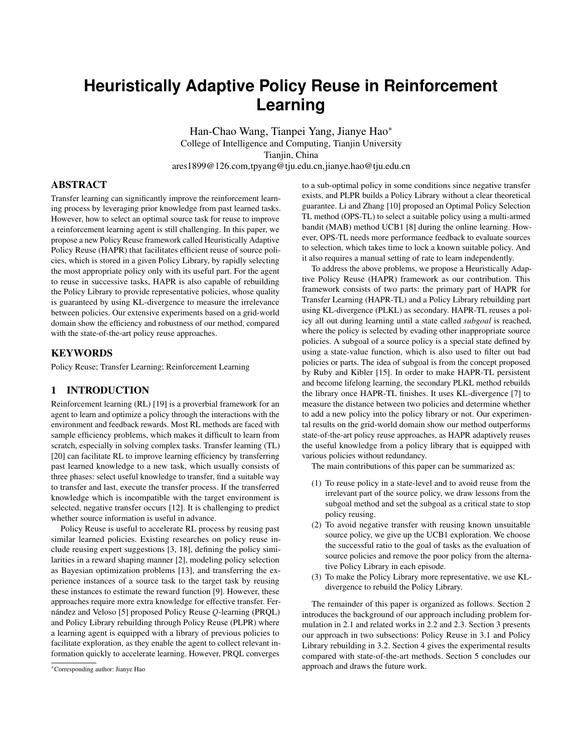# Heuristically Adaptive Policy Reuse in Reinforcement Learning

Han-Chao Wang, Tianpei Yang, Jianye Hao*
College of Intelligence and Computing, Tianjin University
Tianjin, China
ares1899@126.com,tpyang@tju.edu.cn,jianye.hao@tju.edu.cn

## ABSTRACT

Transfer learning can significantly improve the reinforcement learning process by leveraging prior knowledge from past learned tasks. However, how to select an optimal source task for reuse to improve a reinforcement learning agent is still challenging. In this paper, we propose a new Policy Reuse framework called Heuristically Adaptive Policy Reuse (HAPR) that facilitates efficient reuse of source policies, which is stored in a given Policy Library, by rapidly selecting the most appropriate policy only with its useful part. For the agent to reuse in successive tasks, HAPR is also capable of rebuilding the Policy Library to provide representative policies, whose quality is guaranteed by using KL-divergence to measure the irrelevance between policies. Our extensive experiments based on a grid-world domain show the efficiency and robustness of our method, compared with the state-of-the-art policy reuse approaches.

## KEYWORDS

Policy Reuse; Transfer Learning; Reinforcement Learning

## 1 INTRODUCTION

Reinforcement learning (RL) [19] is a proverbial framework for an agent to learn and optimize a policy through the interactions with the environment and feedback rewards. Most RL methods are faced with sample efficiency problems, which makes it difficult to learn from scratch, especially in solving complex tasks. Transfer learning (TL) [20] can facilitate RL to improve learning efficiency by transferring past learned knowledge to a new task, which usually consists of three phases: select useful knowledge to transfer, find a suitable way to transfer and last, execute the transfer process. If the transferred knowledge which is incompatible with the target environment is selected, negative transfer occurs [12]. It is challenging to predict whether source information is useful in advance.

Policy Reuse is useful to accelerate RL process by reusing past similar learned policies. Existing researches on policy reuse include reusing expert suggestions [3, 18], defining the policy similarities in a reward shaping manner [2], modeling policy selection as Bayesian optimization problems [13], and transferring the experience instances of a source task to the target task by reusing these instances to estimate the reward function [9]. However, these approaches require more extra knowledge for effective transfer. Fernández and Veloso [5] proposed Policy Reuse *Q*-learning (PRQL) and Policy Library rebuilding through Policy Reuse (PLPR) where a learning agent is equipped with a library of previous policies to facilitate exploration, as they enable the agent to collect relevant information quickly to accelerate learning. However, PRQL converges to a sub-optimal policy in some conditions since negative transfer exists, and PLPR builds a Policy Library without a clear theoretical guarantee. Li and Zhang [10] proposed an Optimal Policy Selection TL method (OPS-TL) to select a suitable policy using a multi-armed bandit (MAB) method UCB1 [8] during the online learning. However, OPS-TL needs more performance feedback to evaluate sources to selection, which takes time to lock a known suitable policy. And it also requires a manual setting of rate to learn independently.

To address the above problems, we propose a Heuristically Adaptive Policy Reuse (HAPR) framework as our contribution. This framework consists of two parts: the primary part of HAPR for Transfer Learning (HAPR-TL) and a Policy Library rebuilding part using KL-divergence (PLKL) as secondary. HAPR-TL reuses a policy all out during learning until a state called *subgoal* is reached, where the policy is selected by evading other inappropriate source policies. A subgoal of a source policy is a special state defined by using a state-value function, which is also used to filter out bad policies or parts. The idea of subgoal is from the concept proposed by Ruby and Kibler [15]. In order to make HAPR-TL persistent and become lifelong learning, the secondary PLKL method rebuilds the library once HAPR-TL finishes. It uses KL-divergence [7] to measure the distance between two policies and determine whether to add a new policy into the policy library or not. Our experimental results on the grid-world domain show our method outperforms state-of-the-art policy reuse approaches, as HAPR adaptively reuses the useful knowledge from a policy library that is equipped with various policies without redundancy.

The main contributions of this paper can be summarized as:

(1) To reuse policy in a state-level and to avoid reuse from the irrelevant part of the source policy, we draw lessons from the subgoal method and set the subgoal as a critical state to stop policy reusing.
(2) To avoid negative transfer with reusing known unsuitable source policy, we give up the UCB1 exploration. We choose the successful ratio to the goal of tasks as the evaluation of source policies and remove the poor policy from the alternative Policy Library in each episode.
(3) To make the Policy Library more representative, we use KL-divergence to rebuild the Policy Library.

The remainder of this paper is organized as follows. Section 2 introduces the background of our approach including problem formulation in 2.1 and related works in 2.2 and 2.3. Section 3 presents our approach in two subsections: Policy Reuse in 3.1 and Policy Library rebuilding in 3.2. Section 4 gives the experimental results compared with state-of-the-art methods. Section 5 concludes our approach and draws the future work.

*Corresponding author: Jianye Hao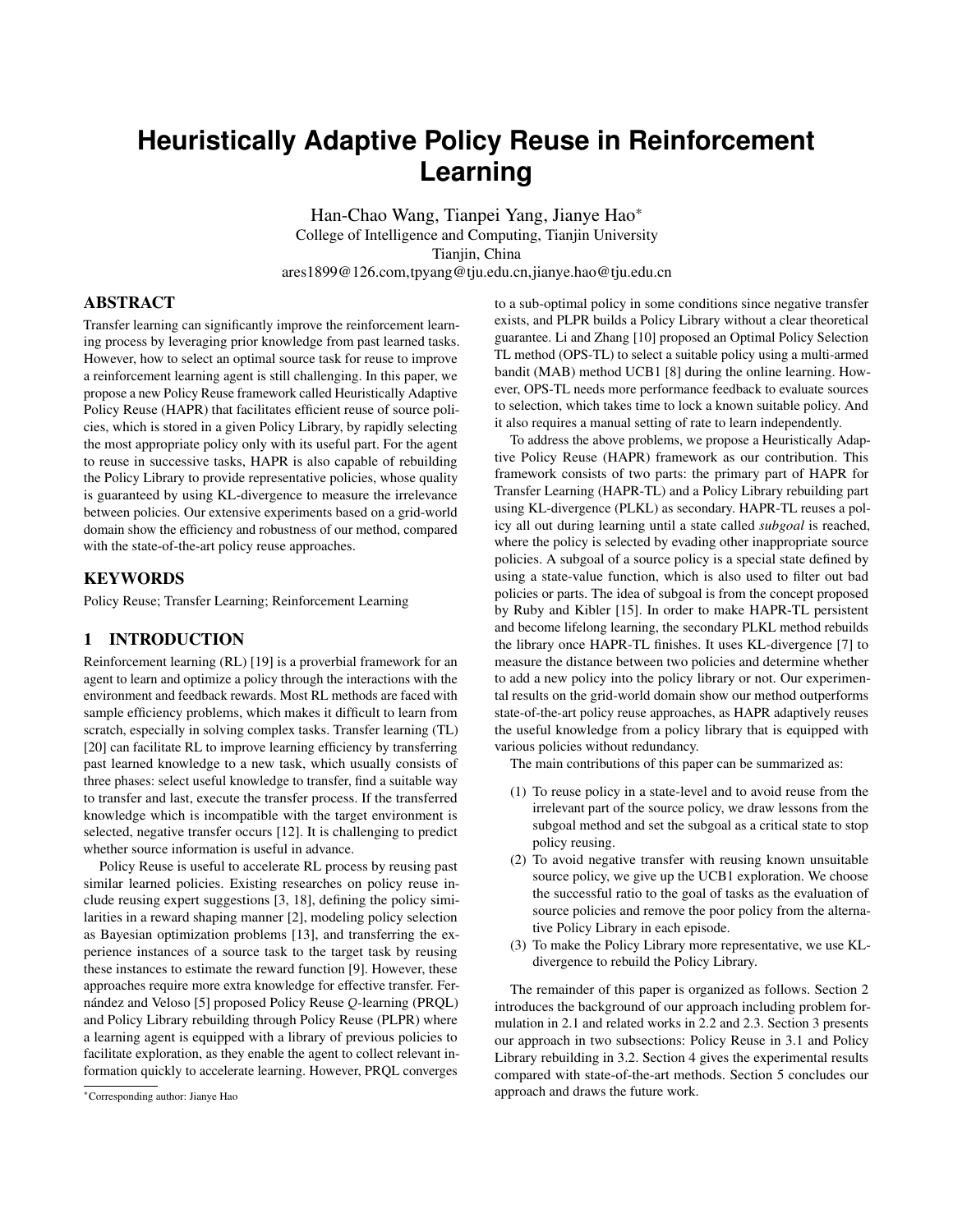# Heuristically Adaptive Policy Reuse in Reinforcement Learning

Han-Chao Wang, Tianpei Yang, Jianye Hao*

College of Intelligence and Computing, Tianjin University

Tianjin, China

ares1899@126.com,tpyang@tju.edu.cn,jianye.hao@tju.edu.cn

## ABSTRACT

Transfer learning can significantly improve the reinforcement learning process by leveraging prior knowledge from past learned tasks. However, how to select an optimal source task for reuse to improve a reinforcement learning agent is still challenging. In this paper, we propose a new Policy Reuse framework called Heuristically Adaptive Policy Reuse (HAPR) that facilitates efficient reuse of source policies, which is stored in a given Policy Library, by rapidly selecting the most appropriate policy only with its useful part. For the agent to reuse in successive tasks, HAPR is also capable of rebuilding the Policy Library to provide representative policies, whose quality is guaranteed by using KL-divergence to measure the irrelevance between policies. Our extensive experiments based on a grid-world domain show the efficiency and robustness of our method, compared with the state-of-the-art policy reuse approaches.

## KEYWORDS

Policy Reuse; Transfer Learning; Reinforcement Learning

## 1 INTRODUCTION

Reinforcement learning (RL) [19] is a proverbial framework for an agent to learn and optimize a policy through the interactions with the environment and feedback rewards. Most RL methods are faced with sample efficiency problems, which makes it difficult to learn from scratch, especially in solving complex tasks. Transfer learning (TL) [20] can facilitate RL to improve learning efficiency by transferring past learned knowledge to a new task, which usually consists of three phases: select useful knowledge to transfer, find a suitable way to transfer and last, execute the transfer process. If the transferred knowledge which is incompatible with the target environment is selected, negative transfer occurs [12]. It is challenging to predict whether source information is useful in advance.

Policy Reuse is useful to accelerate RL process by reusing past similar learned policies. Existing researches on policy reuse include reusing expert suggestions [3, 18], defining the policy similarities in a reward shaping manner [2], modeling policy selection as Bayesian optimization problems [13], and transferring the experience instances of a source task to the target task by reusing these instances to estimate the reward function [9]. However, these approaches require more extra knowledge for effective transfer. Fernández and Veloso [5] proposed Policy Reuse *Q*-learning (PRQL) and Policy Library rebuilding through Policy Reuse (PLPR) where a learning agent is equipped with a library of previous policies to facilitate exploration, as they enable the agent to collect relevant information quickly to accelerate learning. However, PRQL converges to a sub-optimal policy in some conditions since negative transfer exists, and PLPR builds a Policy Library without a clear theoretical guarantee. Li and Zhang [10] proposed an Optimal Policy Selection TL method (OPS-TL) to select a suitable policy using a multi-armed bandit (MAB) method UCB1 [8] during the online learning. However, OPS-TL needs more performance feedback to evaluate sources to selection, which takes time to lock a known suitable policy. And it also requires a manual setting of rate to learn independently.

To address the above problems, we propose a Heuristically Adaptive Policy Reuse (HAPR) framework as our contribution. This framework consists of two parts: the primary part of HAPR for Transfer Learning (HAPR-TL) and a Policy Library rebuilding part using KL-divergence (PLKL) as secondary. HAPR-TL reuses a policy all out during learning until a state called *subgoal* is reached, where the policy is selected by evading other inappropriate source policies. A subgoal of a source policy is a special state defined by using a state-value function, which is also used to filter out bad policies or parts. The idea of subgoal is from the concept proposed by Ruby and Kibler [15]. In order to make HAPR-TL persistent and become lifelong learning, the secondary PLKL method rebuilds the library once HAPR-TL finishes. It uses KL-divergence [7] to measure the distance between two policies and determine whether to add a new policy into the policy library or not. Our experimental results on the grid-world domain show our method outperforms state-of-the-art policy reuse approaches, as HAPR adaptively reuses the useful knowledge from a policy library that is equipped with various policies without redundancy.

The main contributions of this paper can be summarized as:

1. To reuse policy in a state-level and to avoid reuse from the irrelevant part of the source policy, we draw lessons from the subgoal method and set the subgoal as a critical state to stop policy reusing.
2. To avoid negative transfer with reusing known unsuitable source policy, we give up the UCB1 exploration. We choose the successful ratio to the goal of tasks as the evaluation of source policies and remove the poor policy from the alternative Policy Library in each episode.
3. To make the Policy Library more representative, we use KL-divergence to rebuild the Policy Library.

The remainder of this paper is organized as follows. Section 2 introduces the background of our approach including problem formulation in 2.1 and related works in 2.2 and 2.3. Section 3 presents our approach in two subsections: Policy Reuse in 3.1 and Policy Library rebuilding in 3.2. Section 4 gives the experimental results compared with state-of-the-art methods. Section 5 concludes our approach and draws the future work.

*Corresponding author: Jianye Hao